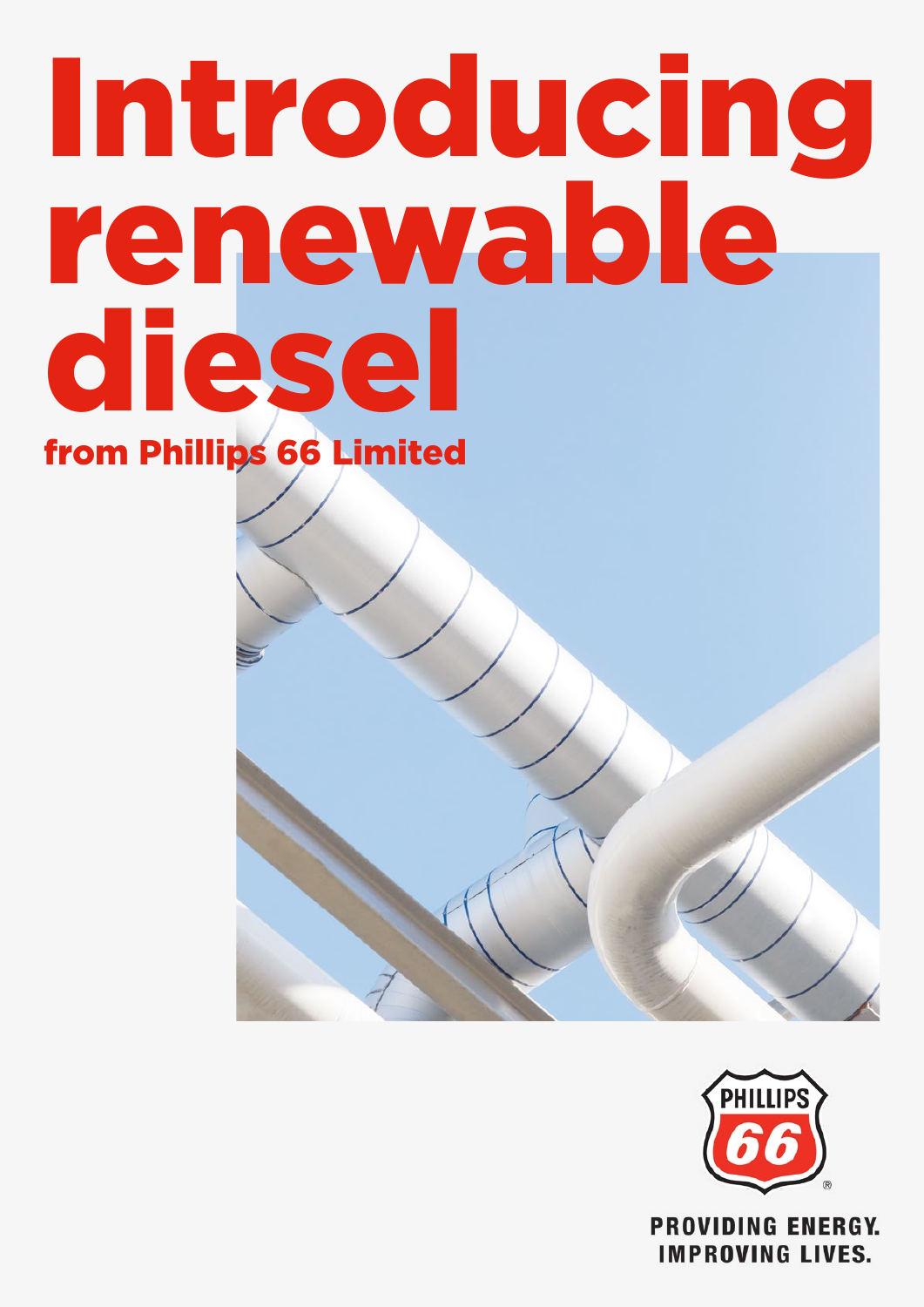# Introducing renewable diesel

**from Phillips 66 Limited**

PHILLIPS 66

PROVIDING ENERGY.
IMPROVING LIVES.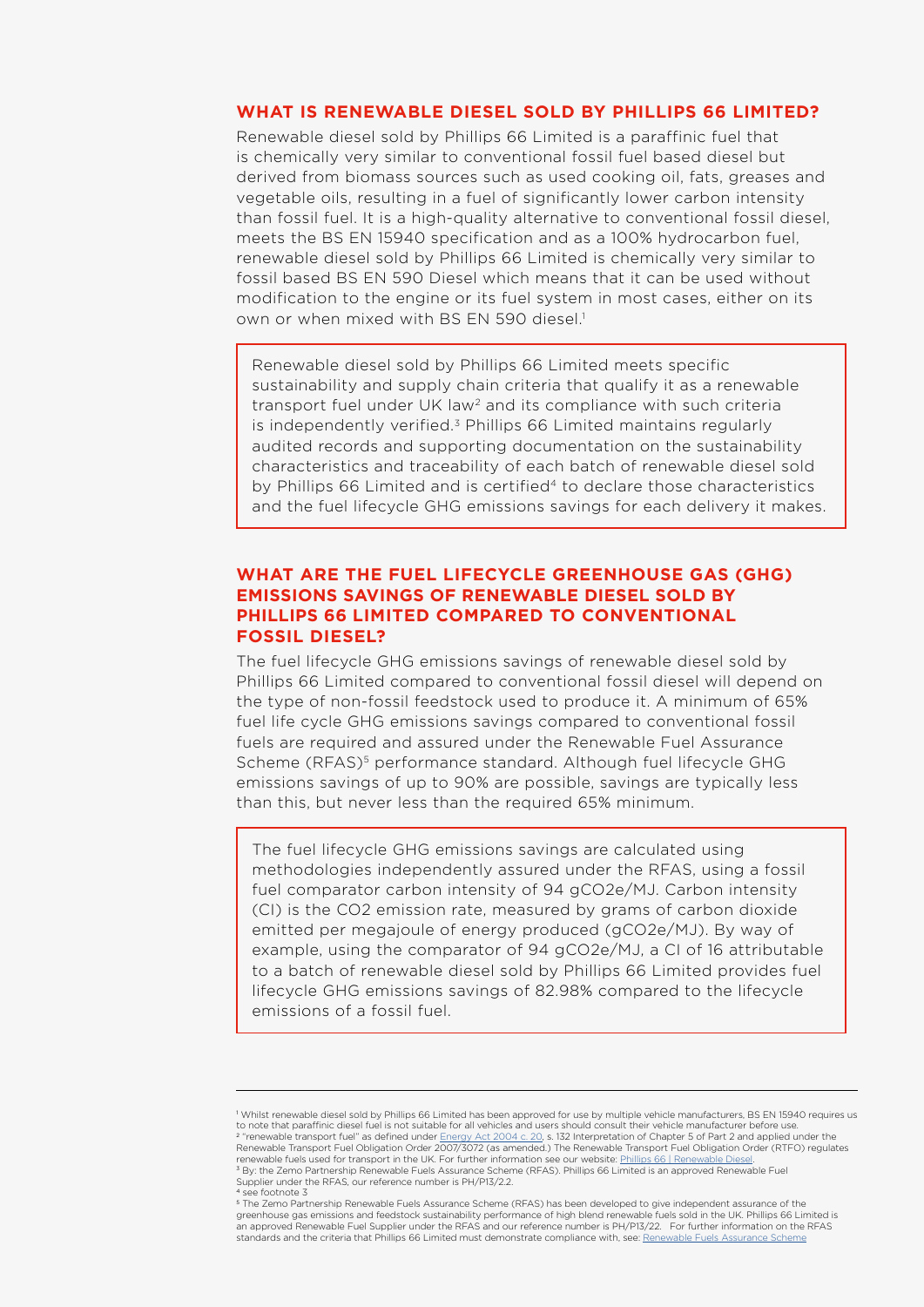## WHAT IS RENEWABLE DIESEL SOLD BY PHILLIPS 66 LIMITED?

Renewable diesel sold by Phillips 66 Limited is a paraffinic fuel that is chemically very similar to conventional fossil fuel based diesel but derived from biomass sources such as used cooking oil, fats, greases and vegetable oils, resulting in a fuel of significantly lower carbon intensity than fossil fuel. It is a high-quality alternative to conventional fossil diesel, meets the BS EN 15940 specification and as a 100% hydrocarbon fuel, renewable diesel sold by Phillips 66 Limited is chemically very similar to fossil based BS EN 590 Diesel which means that it can be used without modification to the engine or its fuel system in most cases, either on its own or when mixed with BS EN 590 diesel.[1]

Renewable diesel sold by Phillips 66 Limited meets specific sustainability and supply chain criteria that qualify it as a renewable transport fuel under UK law[2] and its compliance with such criteria is independently verified.[3] Phillips 66 Limited maintains regularly audited records and supporting documentation on the sustainability characteristics and traceability of each batch of renewable diesel sold by Phillips 66 Limited and is certified[4] to declare those characteristics and the fuel lifecycle GHG emissions savings for each delivery it makes.

## WHAT ARE THE FUEL LIFECYCLE GREENHOUSE GAS (GHG) EMISSIONS SAVINGS OF RENEWABLE DIESEL SOLD BY PHILLIPS 66 LIMITED COMPARED TO CONVENTIONAL FOSSIL DIESEL?

The fuel lifecycle GHG emissions savings of renewable diesel sold by Phillips 66 Limited compared to conventional fossil diesel will depend on the type of non-fossil feedstock used to produce it. A minimum of 65% fuel life cycle GHG emissions savings compared to conventional fossil fuels are required and assured under the Renewable Fuel Assurance Scheme (RFAS)[5] performance standard. Although fuel lifecycle GHG emissions savings of up to 90% are possible, savings are typically less than this, but never less than the required 65% minimum.

The fuel lifecycle GHG emissions savings are calculated using methodologies independently assured under the RFAS, using a fossil fuel comparator carbon intensity of 94 $gCO_2e/MJ$. Carbon intensity (CI) is the $CO_2$ emission rate, measured by grams of carbon dioxide emitted per megajoule of energy produced ($gCO_2e/MJ$). By way of example, using the comparator of 94 $gCO_2e/MJ$, a CI of 16 attributable to a batch of renewable diesel sold by Phillips 66 Limited provides fuel lifecycle GHG emissions savings of 82.98% compared to the lifecycle emissions of a fossil fuel.

---

[1] Whilst renewable diesel sold by Phillips 66 Limited has been approved for use by multiple vehicle manufacturers, BS EN 15940 requires us to note that paraffinic diesel fuel is not suitable for all vehicles and users should consult their vehicle manufacturer before use.

[2] "renewable transport fuel" as defined under Energy Act 2004 c. 20, s. 132 Interpretation of Chapter 5 of Part 2 and applied under the Renewable Transport Fuel Obligation Order 2007/3072 (as amended.) The Renewable Transport Fuel Obligation Order (RTFO) regulates renewable fuels used for transport in the UK. For further information see our website: Phillips 66 | Renewable Diesel.

[3] By: the Zemo Partnership Renewable Fuels Assurance Scheme (RFAS). Phillips 66 Limited is an approved Renewable Fuel Supplier under the RFAS, our reference number is PH/P13/2.2.

[4] see footnote 3

[5] The Zemo Partnership Renewable Fuels Assurance Scheme (RFAS) has been developed to give independent assurance of the greenhouse gas emissions and feedstock sustainability performance of high blend renewable fuels sold in the UK. Phillips 66 Limited is an approved Renewable Fuel Supplier under the RFAS and our reference number is PH/P13/22. For further information on the RFAS standards and the criteria that Phillips 66 Limited must demonstrate compliance with, see: Renewable Fuels Assurance Scheme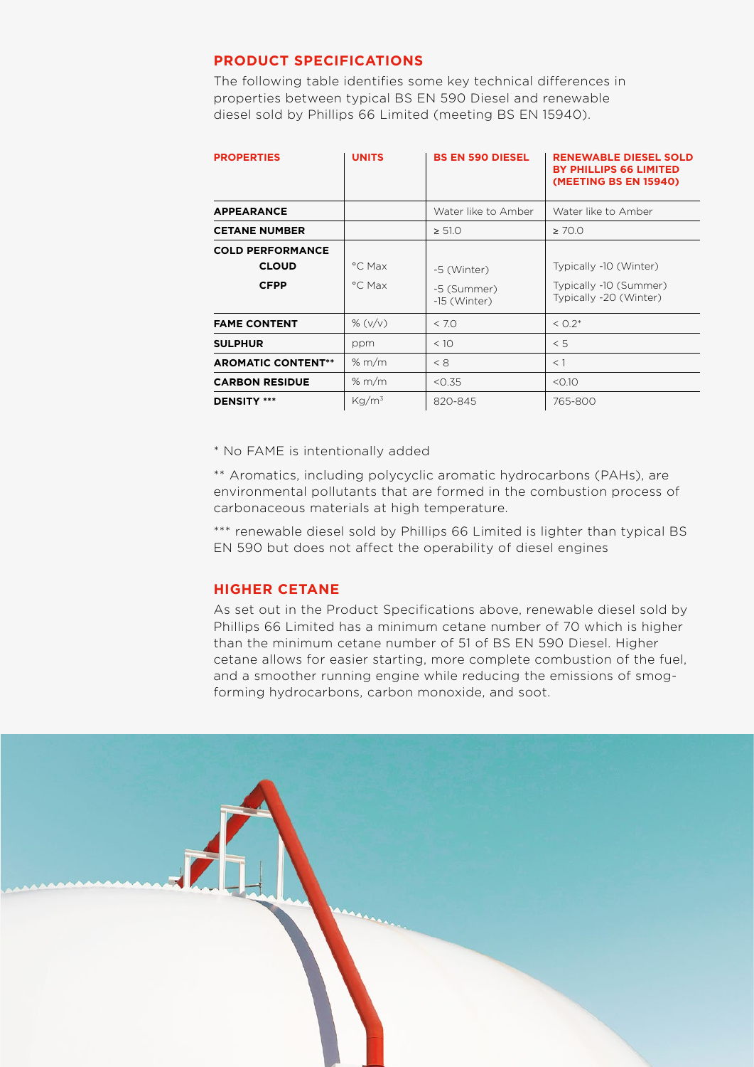## PRODUCT SPECIFICATIONS

The following table identifies some key technical differences in properties between typical BS EN 590 Diesel and renewable diesel sold by Phillips 66 Limited (meeting BS EN 15940).

| PROPERTIES | UNITS | BS EN 590 DIESEL | RENEWABLE DIESEL SOLD BY PHILLIPS 66 LIMITED (MEETING BS EN 15940) |
|---|---|---|---|
| **APPEARANCE** | | Water like to Amber | Water like to Amber |
| **CETANE NUMBER** | | ≥ 51.0 | ≥ 70.0 |
| **COLD PERFORMANCE** | | | |
| **CLOUD** | °C Max | -5 (Winter) | Typically -10 (Winter) |
| **CFPP** | °C Max | -5 (Summer) -15 (Winter) | Typically -10 (Summer) Typically -20 (Winter) |
| **FAME CONTENT** | % (v/v) | < 7.0 | < 0.2* |
| **SULPHUR** | ppm | < 10 | < 5 |
| **AROMATIC CONTENT**** | % m/m | < 8 | < 1 |
| **CARBON RESIDUE** | % m/m | <0.35 | <0.10 |
| **DENSITY ***** | $Kg/m^3$ | 820-845 | 765-800 |

* No FAME is intentionally added

** Aromatics, including polycyclic aromatic hydrocarbons (PAHs), are environmental pollutants that are formed in the combustion process of carbonaceous materials at high temperature.

*** renewable diesel sold by Phillips 66 Limited is lighter than typical BS EN 590 but does not affect the operability of diesel engines

## HIGHER CETANE

As set out in the Product Specifications above, renewable diesel sold by Phillips 66 Limited has a minimum cetane number of 70 which is higher than the minimum cetane number of 51 of BS EN 590 Diesel. Higher cetane allows for easier starting, more complete combustion of the fuel, and a smoother running engine while reducing the emissions of smog-forming hydrocarbons, carbon monoxide, and soot.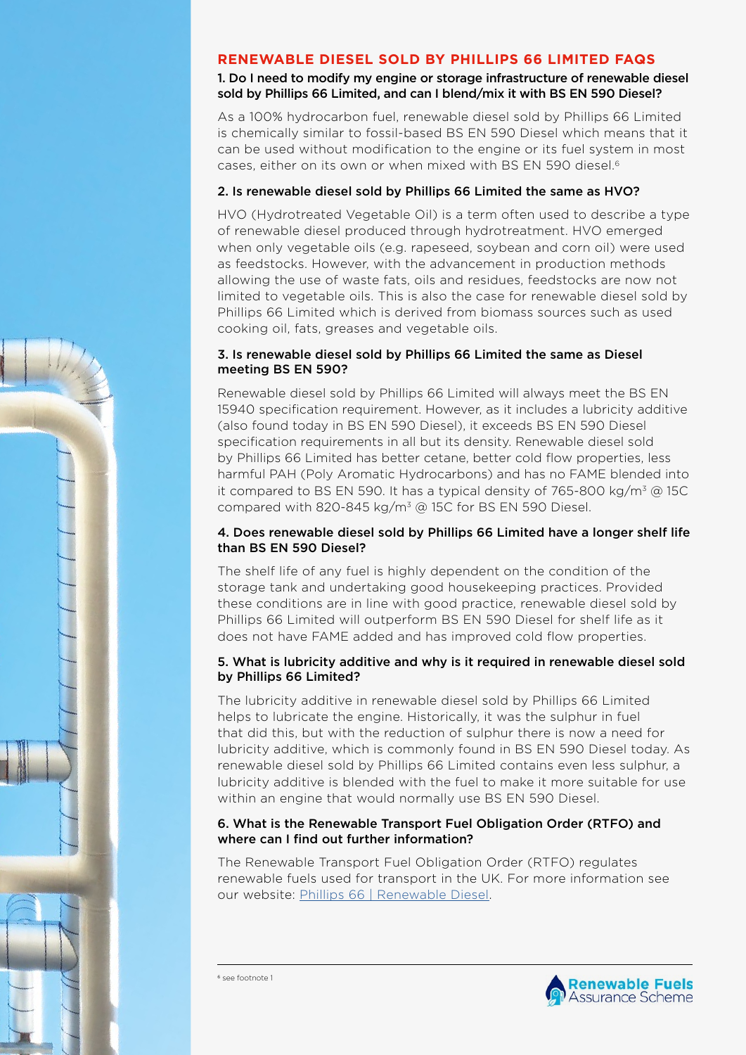## RENEWABLE DIESEL SOLD BY PHILLIPS 66 LIMITED FAQS

### 1. Do I need to modify my engine or storage infrastructure of renewable diesel sold by Phillips 66 Limited, and can I blend/mix it with BS EN 590 Diesel?

As a 100% hydrocarbon fuel, renewable diesel sold by Phillips 66 Limited is chemically similar to fossil-based BS EN 590 Diesel which means that it can be used without modification to the engine or its fuel system in most cases, either on its own or when mixed with BS EN 590 diesel.[6]

### 2. Is renewable diesel sold by Phillips 66 Limited the same as HVO?

HVO (Hydrotreated Vegetable Oil) is a term often used to describe a type of renewable diesel produced through hydrotreatment. HVO emerged when only vegetable oils (e.g. rapeseed, soybean and corn oil) were used as feedstocks. However, with the advancement in production methods allowing the use of waste fats, oils and residues, feedstocks are now not limited to vegetable oils. This is also the case for renewable diesel sold by Phillips 66 Limited which is derived from biomass sources such as used cooking oil, fats, greases and vegetable oils.

### 3. Is renewable diesel sold by Phillips 66 Limited the same as Diesel meeting BS EN 590?

Renewable diesel sold by Phillips 66 Limited will always meet the BS EN 15940 specification requirement. However, as it includes a lubricity additive (also found today in BS EN 590 Diesel), it exceeds BS EN 590 Diesel specification requirements in all but its density. Renewable diesel sold by Phillips 66 Limited has better cetane, better cold flow properties, less harmful PAH (Poly Aromatic Hydrocarbons) and has no FAME blended into it compared to BS EN 590. It has a typical density of 765-800 kg/m$^3$ @ 15C compared with 820-845 kg/m$^3$ @ 15C for BS EN 590 Diesel.

### 4. Does renewable diesel sold by Phillips 66 Limited have a longer shelf life than BS EN 590 Diesel?

The shelf life of any fuel is highly dependent on the condition of the storage tank and undertaking good housekeeping practices. Provided these conditions are in line with good practice, renewable diesel sold by Phillips 66 Limited will outperform BS EN 590 Diesel for shelf life as it does not have FAME added and has improved cold flow properties.

### 5. What is lubricity additive and why is it required in renewable diesel sold by Phillips 66 Limited?

The lubricity additive in renewable diesel sold by Phillips 66 Limited helps to lubricate the engine. Historically, it was the sulphur in fuel that did this, but with the reduction of sulphur there is now a need for lubricity additive, which is commonly found in BS EN 590 Diesel today. As renewable diesel sold by Phillips 66 Limited contains even less sulphur, a lubricity additive is blended with the fuel to make it more suitable for use within an engine that would normally use BS EN 590 Diesel.

### 6. What is the Renewable Transport Fuel Obligation Order (RTFO) and where can I find out further information?

The Renewable Transport Fuel Obligation Order (RTFO) regulates renewable fuels used for transport in the UK. For more information see our website: Phillips 66 | Renewable Diesel.

[6] see footnote 1

Renewable Fuels Assurance Scheme